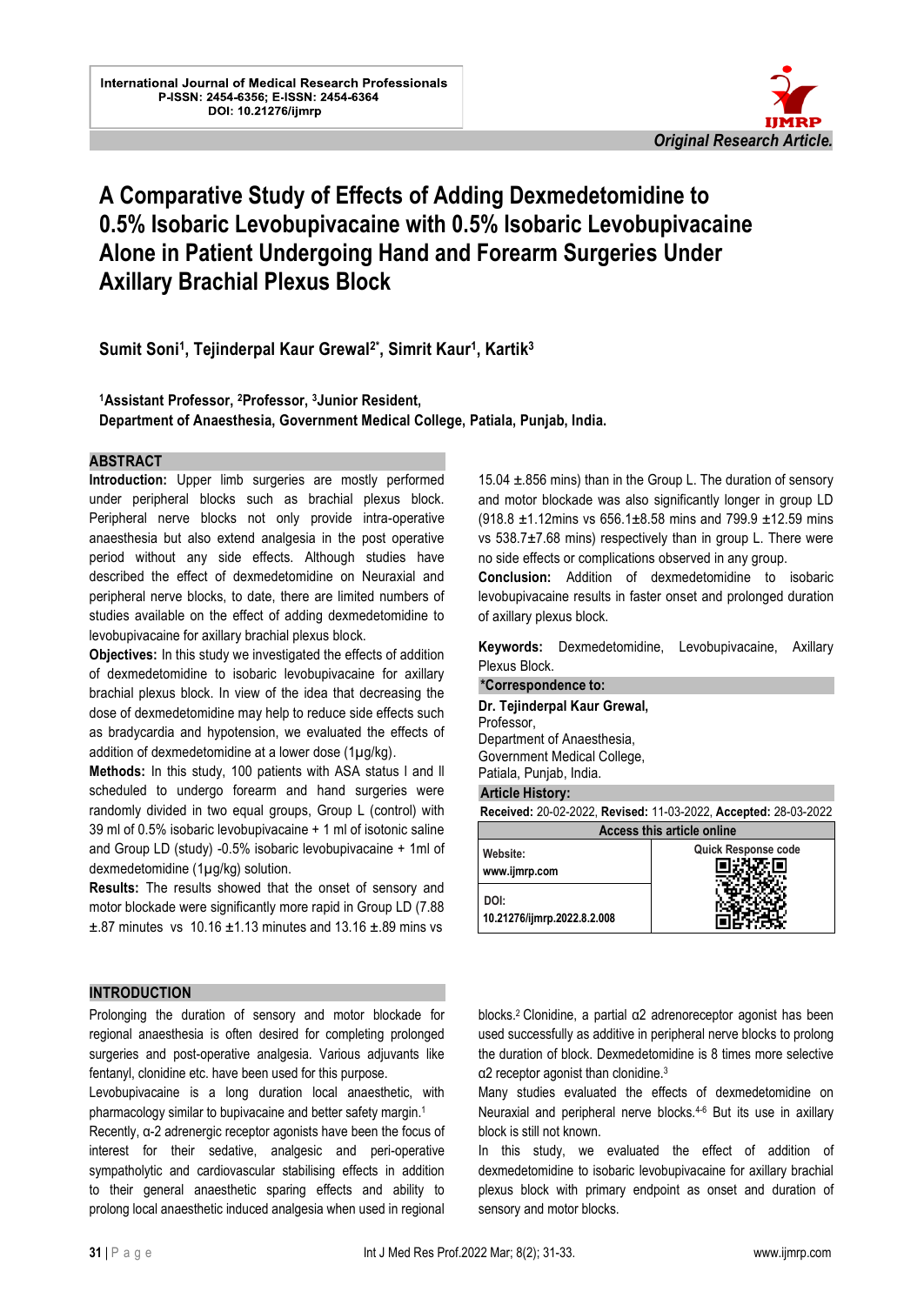International Journal of Medical Research Professionals
P-ISSN: 2454-6356; E-ISSN: 2454-6364
DOI: 10.21276/ijmrp

*Original Research Article.*

# A Comparative Study of Effects of Adding Dexmedetomidine to 0.5% Isobaric Levobupivacaine with 0.5% Isobaric Levobupivacaine Alone in Patient Undergoing Hand and Forearm Surgeries Under Axillary Brachial Plexus Block

**Sumit Soni[1], Tejinderpal Kaur Grewal[2*], Simrit Kaur[1], Kartik[3]**

**[1]Assistant Professor, [2]Professor, [3]Junior Resident,**
**Department of Anaesthesia, Government Medical College, Patiala, Punjab, India.**

## ABSTRACT

**Introduction:** Upper limb surgeries are mostly performed under peripheral blocks such as brachial plexus block. Peripheral nerve blocks not only provide intra-operative anaesthesia but also extend analgesia in the post operative period without any side effects. Although studies have described the effect of dexmedetomidine on Neuraxial and peripheral nerve blocks, to date, there are limited numbers of studies available on the effect of adding dexmedetomidine to levobupivacaine for axillary brachial plexus block.

**Objectives:** In this study we investigated the effects of addition of dexmedetomidine to isobaric levobupivacaine for axillary brachial plexus block. In view of the idea that decreasing the dose of dexmedetomidine may help to reduce side effects such as bradycardia and hypotension, we evaluated the effects of addition of dexmedetomidine at a lower dose (1µg/kg).

**Methods:** In this study, 100 patients with ASA status I and II scheduled to undergo forearm and hand surgeries were randomly divided in two equal groups, Group L (control) with 39 ml of 0.5% isobaric levobupivacaine + 1 ml of isotonic saline and Group LD (study) -0.5% isobaric levobupivacaine + 1ml of dexmedetomidine (1µg/kg) solution.

**Results:** The results showed that the onset of sensory and motor blockade were significantly more rapid in Group LD (7.88 ±.87 minutes vs 10.16 ±1.13 minutes and 13.16 ±.89 mins vs 15.04 ±.856 mins) than in the Group L. The duration of sensory and motor blockade was also significantly longer in group LD (918.8 ±1.12mins vs 656.1±8.58 mins and 799.9 ±12.59 mins vs 538.7±7.68 mins) respectively than in group L. There were no side effects or complications observed in any group.

**Conclusion:** Addition of dexmedetomidine to isobaric levobupivacaine results in faster onset and prolonged duration of axillary plexus block.

**Keywords:** Dexmedetomidine, Levobupivacaine, Axillary Plexus Block.

**\*Correspondence to:**
**Dr. Tejinderpal Kaur Grewal,**
Professor,
Department of Anaesthesia,
Government Medical College,
Patiala, Punjab, India.

**Article History:**
**Received:** 20-02-2022, **Revised:** 11-03-2022, **Accepted:** 28-03-2022

| Access this article online | |
|---|---|
| Website: www.ijmrp.com | Quick Response code |
| DOI: 10.21276/ijmrp.2022.8.2.008 | |

## INTRODUCTION

Prolonging the duration of sensory and motor blockade for regional anaesthesia is often desired for completing prolonged surgeries and post-operative analgesia. Various adjuvants like fentanyl, clonidine etc. have been used for this purpose.

Levobupivacaine is a long duration local anaesthetic, with pharmacology similar to bupivacaine and better safety margin.[1]

Recently, α-2 adrenergic receptor agonists have been the focus of interest for their sedative, analgesic and peri-operative sympatholytic and cardiovascular stabilising effects in addition to their general anaesthetic sparing effects and ability to prolong local anaesthetic induced analgesia when used in regional blocks.[2] Clonidine, a partial α2 adrenoreceptor agonist has been used successfully as additive in peripheral nerve blocks to prolong the duration of block. Dexmedetomidine is 8 times more selective α2 receptor agonist than clonidine.[3]

Many studies evaluated the effects of dexmedetomidine on Neuraxial and peripheral nerve blocks.[4-6] But its use in axillary block is still not known.

In this study, we evaluated the effect of addition of dexmedetomidine to isobaric levobupivacaine for axillary brachial plexus block with primary endpoint as onset and duration of sensory and motor blocks.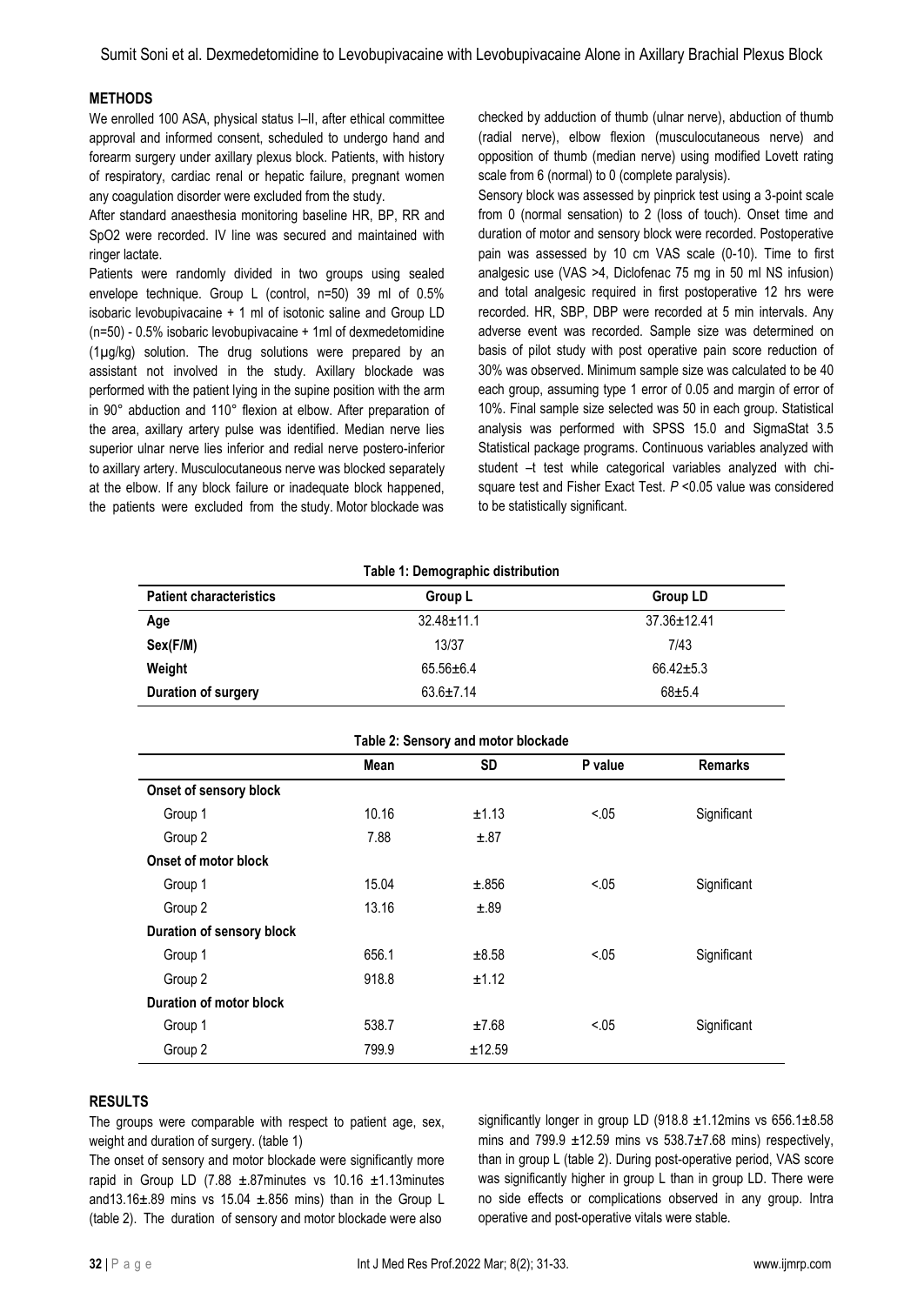## METHODS

We enrolled 100 ASA, physical status I–II, after ethical committee approval and informed consent, scheduled to undergo hand and forearm surgery under axillary plexus block. Patients, with history of respiratory, cardiac renal or hepatic failure, pregnant women any coagulation disorder were excluded from the study.

After standard anaesthesia monitoring baseline HR, BP, RR and SpO2 were recorded. IV line was secured and maintained with ringer lactate.

Patients were randomly divided in two groups using sealed envelope technique. Group L (control, n=50) 39 ml of 0.5% isobaric levobupivacaine + 1 ml of isotonic saline and Group LD (n=50) - 0.5% isobaric levobupivacaine + 1ml of dexmedetomidine (1µg/kg) solution. The drug solutions were prepared by an assistant not involved in the study. Axillary blockade was performed with the patient lying in the supine position with the arm in 90° abduction and 110° flexion at elbow. After preparation of the area, axillary artery pulse was identified. Median nerve lies superior ulnar nerve lies inferior and redial nerve postero-inferior to axillary artery. Musculocutaneous nerve was blocked separately at the elbow. If any block failure or inadequate block happened, the patients were excluded from the study. Motor blockade was checked by adduction of thumb (ulnar nerve), abduction of thumb (radial nerve), elbow flexion (musculocutaneous nerve) and opposition of thumb (median nerve) using modified Lovett rating scale from 6 (normal) to 0 (complete paralysis).

Sensory block was assessed by pinprick test using a 3-point scale from 0 (normal sensation) to 2 (loss of touch). Onset time and duration of motor and sensory block were recorded. Postoperative pain was assessed by 10 cm VAS scale (0-10). Time to first analgesic use (VAS >4, Diclofenac 75 mg in 50 ml NS infusion) and total analgesic required in first postoperative 12 hrs were recorded. HR, SBP, DBP were recorded at 5 min intervals. Any adverse event was recorded. Sample size was determined on basis of pilot study with post operative pain score reduction of 30% was observed. Minimum sample size was calculated to be 40 each group, assuming type 1 error of 0.05 and margin of error of 10%. Final sample size selected was 50 in each group. Statistical analysis was performed with SPSS 15.0 and SigmaStat 3.5 Statistical package programs. Continuous variables analyzed with student –t test while categorical variables analyzed with chi-square test and Fisher Exact Test. $P$ <0.05 value was considered to be statistically significant.

**Table 1: Demographic distribution**

| Patient characteristics | Group L | Group LD |
|---|---|---|
| **Age** | 32.48±11.1 | 37.36±12.41 |
| **Sex(F/M)** | 13/37 | 7/43 |
| **Weight** | 65.56±6.4 | 66.42±5.3 |
| **Duration of surgery** | 63.6±7.14 | 68±5.4 |

**Table 2: Sensory and motor blockade**

| | Mean | SD | P value | Remarks |
|---|---|---|---|---|
| **Onset of sensory block** | | | | |
| Group 1 | 10.16 | ±1.13 | <.05 | Significant |
| Group 2 | 7.88 | ±.87 | | |
| **Onset of motor block** | | | | |
| Group 1 | 15.04 | ±.856 | <.05 | Significant |
| Group 2 | 13.16 | ±.89 | | |
| **Duration of sensory block** | | | | |
| Group 1 | 656.1 | ±8.58 | <.05 | Significant |
| Group 2 | 918.8 | ±1.12 | | |
| **Duration of motor block** | | | | |
| Group 1 | 538.7 | ±7.68 | <.05 | Significant |
| Group 2 | 799.9 | ±12.59 | | |

## RESULTS

The groups were comparable with respect to patient age, sex, weight and duration of surgery. (table 1)

The onset of sensory and motor blockade were significantly more rapid in Group LD (7.88 ±.87minutes vs 10.16 ±1.13minutes and13.16±.89 mins vs 15.04 ±.856 mins) than in the Group L (table 2). The duration of sensory and motor blockade were also significantly longer in group LD (918.8 ±1.12mins vs 656.1±8.58 mins and 799.9 ±12.59 mins vs 538.7±7.68 mins) respectively, than in group L (table 2). During post-operative period, VAS score was significantly higher in group L than in group LD. There were no side effects or complications observed in any group. Intra operative and post-operative vitals were stable.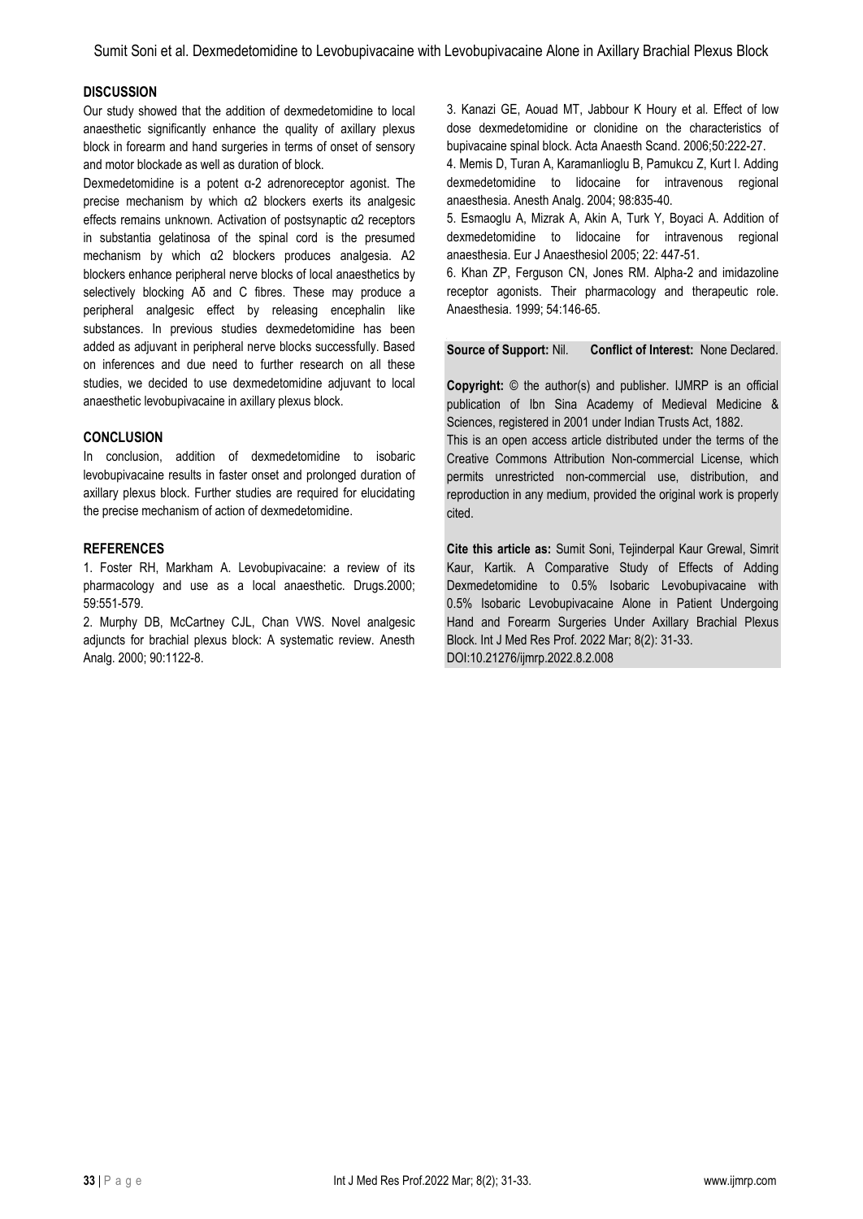## DISCUSSION

Our study showed that the addition of dexmedetomidine to local anaesthetic significantly enhance the quality of axillary plexus block in forearm and hand surgeries in terms of onset of sensory and motor blockade as well as duration of block.

Dexmedetomidine is a potent α-2 adrenoreceptor agonist. The precise mechanism by which α2 blockers exerts its analgesic effects remains unknown. Activation of postsynaptic α2 receptors in substantia gelatinosa of the spinal cord is the presumed mechanism by which α2 blockers produces analgesia. A2 blockers enhance peripheral nerve blocks of local anaesthetics by selectively blocking Aδ and C fibres. These may produce a peripheral analgesic effect by releasing encephalin like substances. In previous studies dexmedetomidine has been added as adjuvant in peripheral nerve blocks successfully. Based on inferences and due need to further research on all these studies, we decided to use dexmedetomidine adjuvant to local anaesthetic levobupivacaine in axillary plexus block.

## CONCLUSION

In conclusion, addition of dexmedetomidine to isobaric levobupivacaine results in faster onset and prolonged duration of axillary plexus block. Further studies are required for elucidating the precise mechanism of action of dexmedetomidine.

## REFERENCES

1. Foster RH, Markham A. Levobupivacaine: a review of its pharmacology and use as a local anaesthetic. Drugs.2000; 59:551-579.
2. Murphy DB, McCartney CJL, Chan VWS. Novel analgesic adjuncts for brachial plexus block: A systematic review. Anesth Analg. 2000; 90:1122-8.
3. Kanazi GE, Aouad MT, Jabbour K Houry et al. Effect of low dose dexmedetomidine or clonidine on the characteristics of bupivacaine spinal block. Acta Anaesth Scand. 2006;50:222-27.
4. Memis D, Turan A, Karamanlioglu B, Pamukcu Z, Kurt I. Adding dexmedetomidine to lidocaine for intravenous regional anaesthesia. Anesth Analg. 2004; 98:835-40.
5. Esmaoglu A, Mizrak A, Akin A, Turk Y, Boyaci A. Addition of dexmedetomidine to lidocaine for intravenous regional anaesthesia. Eur J Anaesthesiol 2005; 22: 447-51.
6. Khan ZP, Ferguson CN, Jones RM. Alpha-2 and imidazoline receptor agonists. Their pharmacology and therapeutic role. Anaesthesia. 1999; 54:146-65.

**Source of Support:** Nil. **Conflict of Interest:** None Declared.

**Copyright:** © the author(s) and publisher. IJMRP is an official publication of Ibn Sina Academy of Medieval Medicine & Sciences, registered in 2001 under Indian Trusts Act, 1882.

This is an open access article distributed under the terms of the Creative Commons Attribution Non-commercial License, which permits unrestricted non-commercial use, distribution, and reproduction in any medium, provided the original work is properly cited.

**Cite this article as:** Sumit Soni, Tejinderpal Kaur Grewal, Simrit Kaur, Kartik. A Comparative Study of Effects of Adding Dexmedetomidine to 0.5% Isobaric Levobupivacaine with 0.5% Isobaric Levobupivacaine Alone in Patient Undergoing Hand and Forearm Surgeries Under Axillary Brachial Plexus Block. Int J Med Res Prof. 2022 Mar; 8(2): 31-33. DOI:10.21276/ijmrp.2022.8.2.008